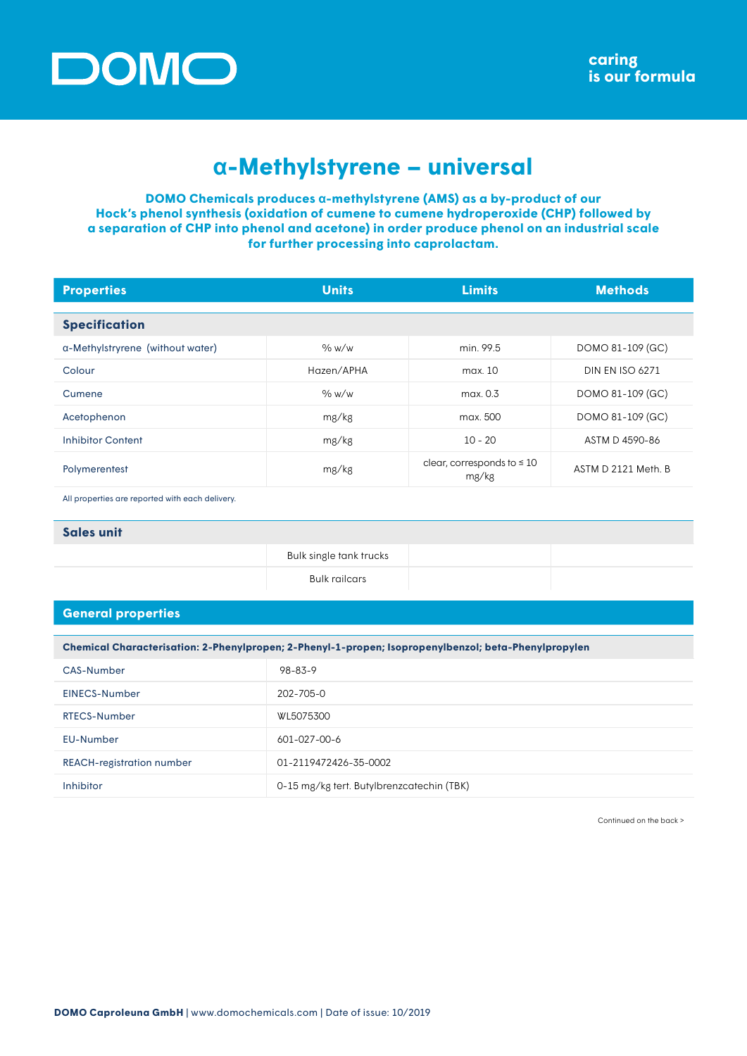DOMO

caring
is our formula

# α-Methylstyrene – universal

**DOMO Chemicals produces α-methylstyrene (AMS) as a by-product of our Hock's phenol synthesis (oxidation of cumene to cumene hydroperoxide (CHP) followed by a separation of CHP into phenol and acetone) in order produce phenol on an industrial scale for further processing into caprolactam.**

| Properties | Units | Limits | Methods |
|---|---|---|---|
| **Specification** | | | |
| α-Methylstryrene (without water) | % w/w | min. 99.5 | DOMO 81-109 (GC) |
| Colour | Hazen/APHA | max. 10 | DIN EN ISO 6271 |
| Cumene | % w/w | max. 0.3 | DOMO 81-109 (GC) |
| Acetophenon | mg/kg | max. 500 | DOMO 81-109 (GC) |
| Inhibitor Content | mg/kg | 10 - 20 | ASTM D 4590-86 |
| Polymerentest | mg/kg | clear, corresponds to ≤ 10 mg/kg | ASTM D 2121 Meth. B |

All properties are reported with each delivery.

| **Sales unit** | | | |
|---|---|---|---|
| | Bulk single tank trucks | | |
| | Bulk railcars | | |

## General properties

**Chemical Characterisation: 2-Phenylpropen; 2-Phenyl-1-propen; Isopropenylbenzol; beta-Phenylpropylen**

| | |
|---|---|
| CAS-Number | 98-83-9 |
| EINECS-Number | 202-705-0 |
| RTECS-Number | WL5075300 |
| EU-Number | 601-027-00-6 |
| REACH-registration number | 01-2119472426-35-0002 |
| Inhibitor | 0-15 mg/kg tert. Butylbrenzcatechin (TBK) |

Continued on the back >

**DOMO Caproleuna GmbH** | www.domochemicals.com | Date of issue: 10/2019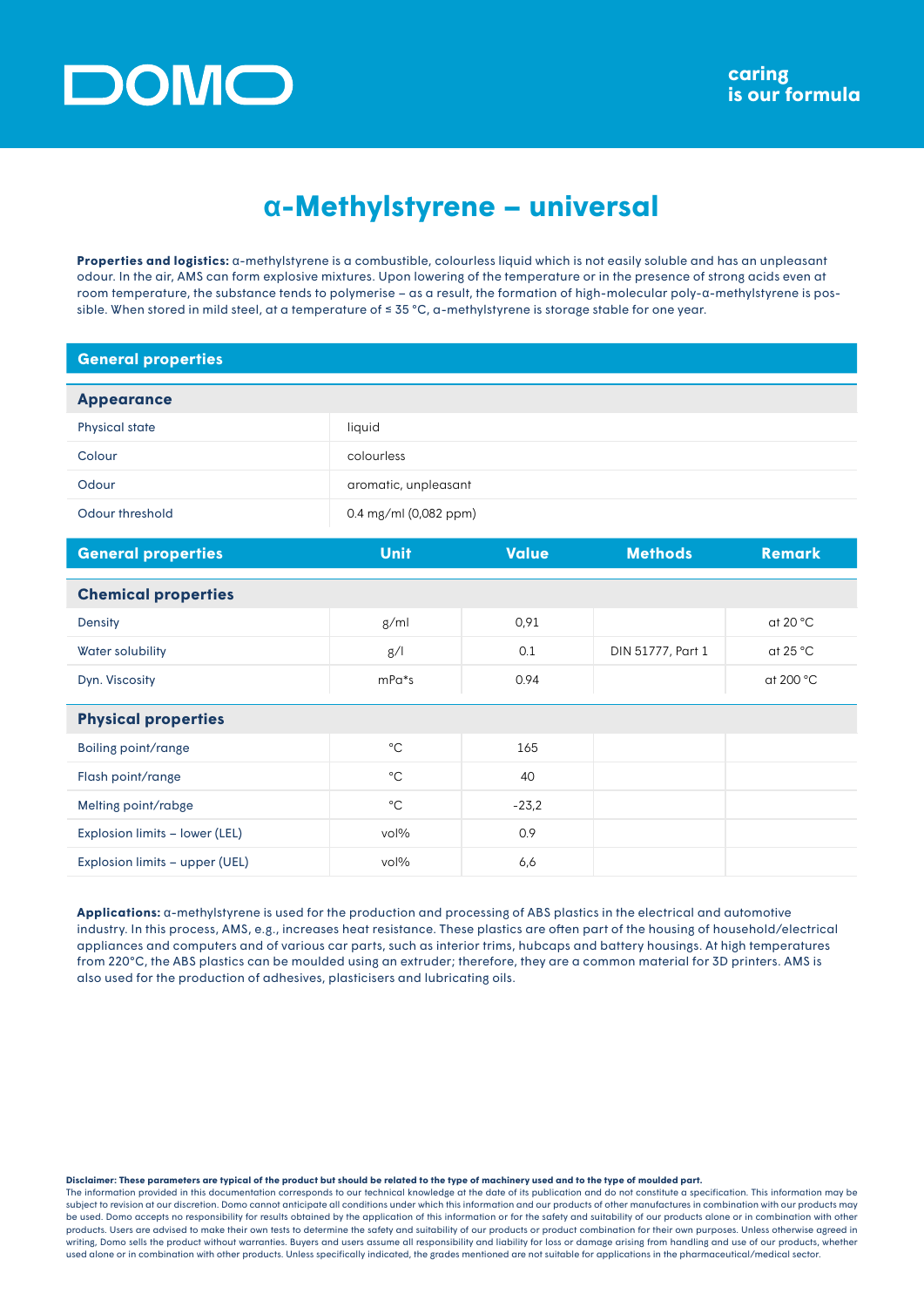DOMO

caring is our formula

# α-Methylstyrene – universal

**Properties and logistics:** α-methylstyrene is a combustible, colourless liquid which is not easily soluble and has an unpleasant odour. In the air, AMS can form explosive mixtures. Upon lowering of the temperature or in the presence of strong acids even at room temperature, the substance tends to polymerise – as a result, the formation of high-molecular poly-α-methylstyrene is possible. When stored in mild steel, at a temperature of ≤ 35 °C, α-methylstyrene is storage stable for one year.

## General properties

| Appearance | |
|---|---|
| Physical state | liquid |
| Colour | colourless |
| Odour | aromatic, unpleasant |
| Odour threshold | 0.4 mg/ml (0,082 ppm) |

| General properties | Unit | Value | Methods | Remark |
|---|---|---|---|---|
| **Chemical properties** | | | | |
| Density | g/ml | 0,91 | | at 20 °C |
| Water solubility | g/l | 0.1 | DIN 51777, Part 1 | at 25 °C |
| Dyn. Viscosity | mPa*s | 0.94 | | at 200 °C |
| **Physical properties** | | | | |
| Boiling point/range | °C | 165 | | |
| Flash point/range | °C | 40 | | |
| Melting point/rabge | °C | -23,2 | | |
| Explosion limits – lower (LEL) | vol% | 0.9 | | |
| Explosion limits – upper (UEL) | vol% | 6,6 | | |

**Applications:** α-methylstyrene is used for the production and processing of ABS plastics in the electrical and automotive industry. In this process, AMS, e.g., increases heat resistance. These plastics are often part of the housing of household/electrical appliances and computers and of various car parts, such as interior trims, hubcaps and battery housings. At high temperatures from 220°C, the ABS plastics can be moulded using an extruder; therefore, they are a common material for 3D printers. AMS is also used for the production of adhesives, plasticisers and lubricating oils.

**Disclaimer: These parameters are typical of the product but should be related to the type of machinery used and to the type of moulded part.**
The information provided in this documentation corresponds to our technical knowledge at the date of its publication and do not constitute a specification. This information may be subject to revision at our discretion. Domo cannot anticipate all conditions under which this information and our products of other manufactures in combination with our products may be used. Domo accepts no responsibility for results obtained by the application of this information or for the safety and suitability of our products alone or in combination with other products. Users are advised to make their own tests to determine the safety and suitability of our products or product combination for their own purposes. Unless otherwise agreed in writing, Domo sells the product without warranties. Buyers and users assume all responsibility and liability for loss or damage arising from handling and use of our products, whether used alone or in combination with other products. Unless specifically indicated, the grades mentioned are not suitable for applications in the pharmaceutical/medical sector.